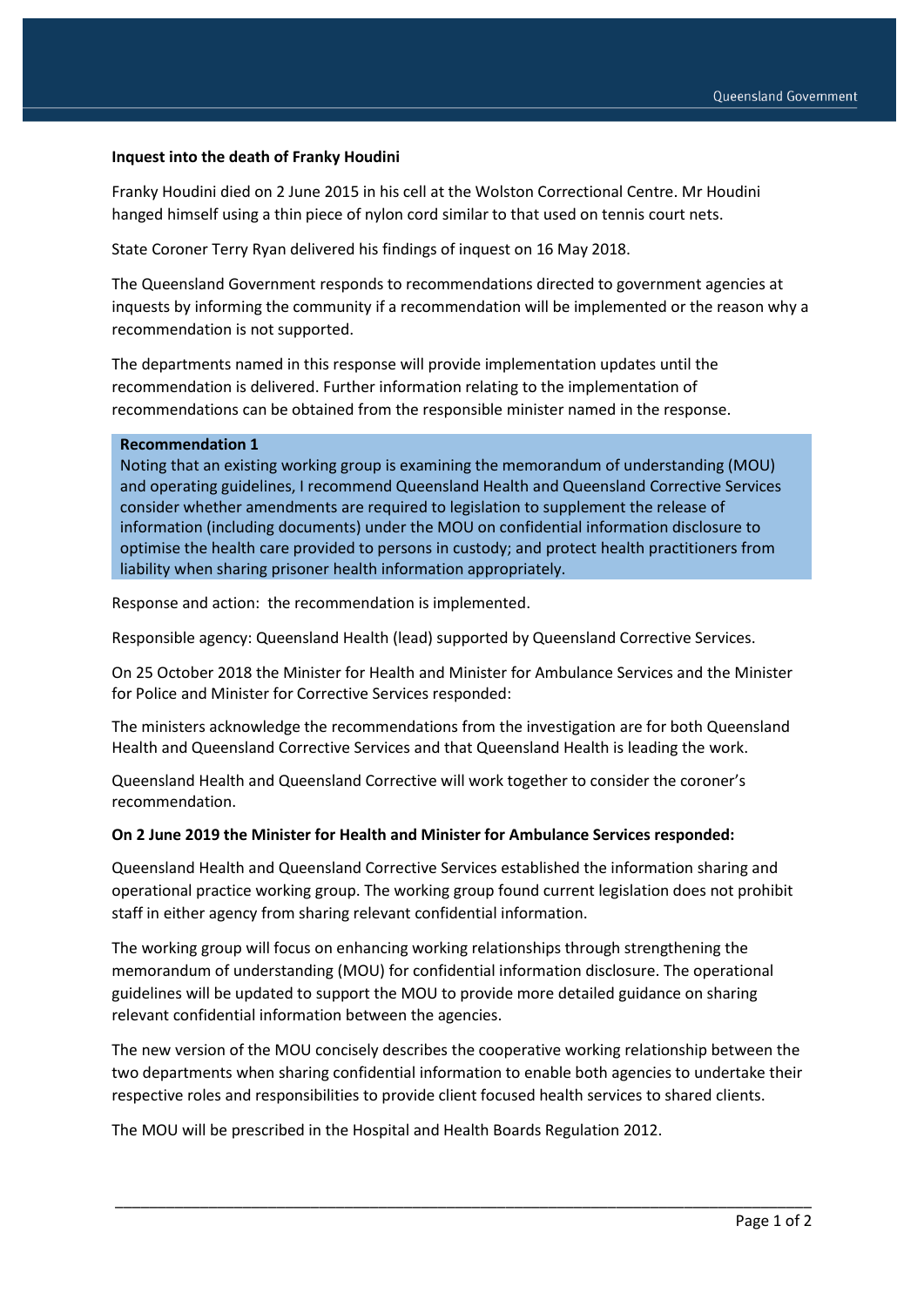**Inquest into the death of Franky Houdini**

Franky Houdini died on 2 June 2015 in his cell at the Wolston Correctional Centre. Mr Houdini hanged himself using a thin piece of nylon cord similar to that used on tennis court nets.

State Coroner Terry Ryan delivered his findings of inquest on 16 May 2018.

The Queensland Government responds to recommendations directed to government agencies at inquests by informing the community if a recommendation will be implemented or the reason why a recommendation is not supported.

The departments named in this response will provide implementation updates until the recommendation is delivered. Further information relating to the implementation of recommendations can be obtained from the responsible minister named in the response.

**Recommendation 1**
Noting that an existing working group is examining the memorandum of understanding (MOU) and operating guidelines, I recommend Queensland Health and Queensland Corrective Services consider whether amendments are required to legislation to supplement the release of information (including documents) under the MOU on confidential information disclosure to optimise the health care provided to persons in custody; and protect health practitioners from liability when sharing prisoner health information appropriately.

Response and action: the recommendation is implemented.

Responsible agency: Queensland Health (lead) supported by Queensland Corrective Services.

On 25 October 2018 the Minister for Health and Minister for Ambulance Services and the Minister for Police and Minister for Corrective Services responded:

The ministers acknowledge the recommendations from the investigation are for both Queensland Health and Queensland Corrective Services and that Queensland Health is leading the work.

Queensland Health and Queensland Corrective will work together to consider the coroner's recommendation.

**On 2 June 2019 the Minister for Health and Minister for Ambulance Services responded:**

Queensland Health and Queensland Corrective Services established the information sharing and operational practice working group. The working group found current legislation does not prohibit staff in either agency from sharing relevant confidential information.

The working group will focus on enhancing working relationships through strengthening the memorandum of understanding (MOU) for confidential information disclosure. The operational guidelines will be updated to support the MOU to provide more detailed guidance on sharing relevant confidential information between the agencies.

The new version of the MOU concisely describes the cooperative working relationship between the two departments when sharing confidential information to enable both agencies to undertake their respective roles and responsibilities to provide client focused health services to shared clients.

The MOU will be prescribed in the Hospital and Health Boards Regulation 2012.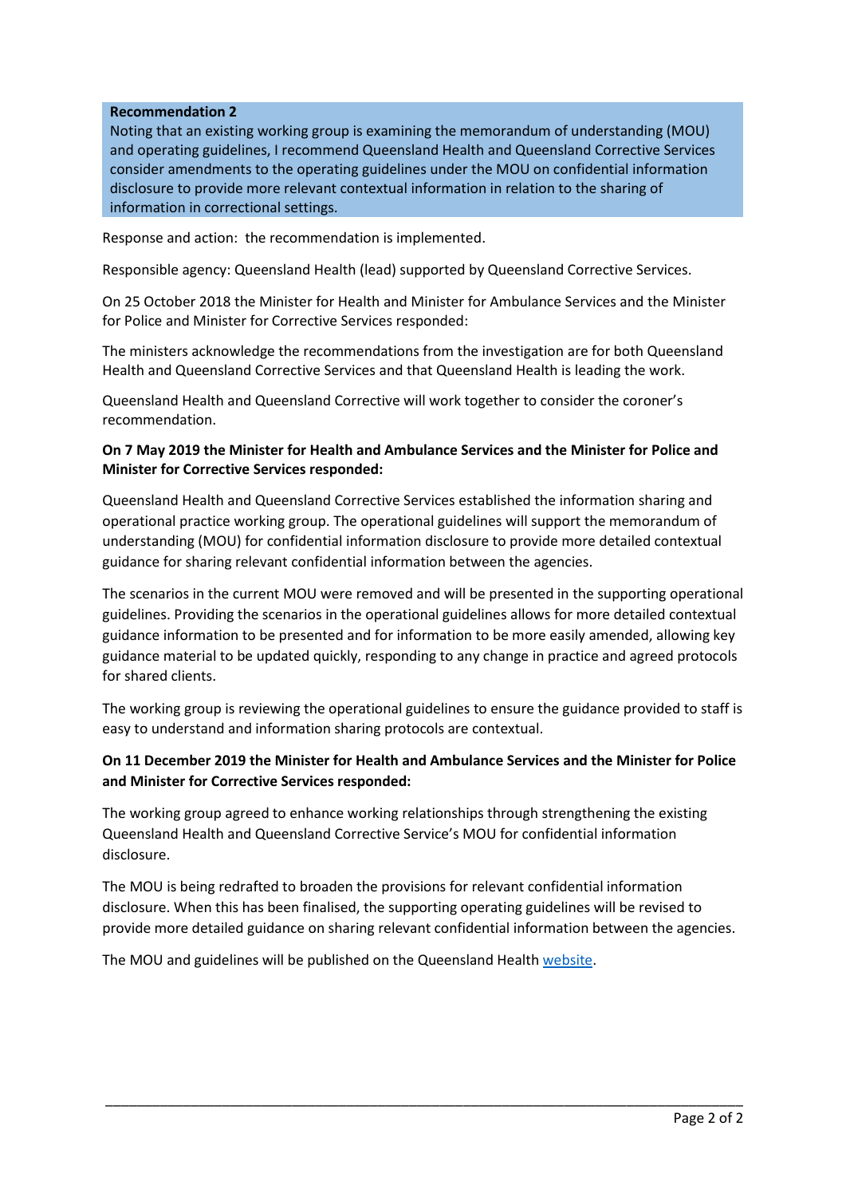**Recommendation 2**

Noting that an existing working group is examining the memorandum of understanding (MOU) and operating guidelines, I recommend Queensland Health and Queensland Corrective Services consider amendments to the operating guidelines under the MOU on confidential information disclosure to provide more relevant contextual information in relation to the sharing of information in correctional settings.

Response and action: the recommendation is implemented.

Responsible agency: Queensland Health (lead) supported by Queensland Corrective Services.

On 25 October 2018 the Minister for Health and Minister for Ambulance Services and the Minister for Police and Minister for Corrective Services responded:

The ministers acknowledge the recommendations from the investigation are for both Queensland Health and Queensland Corrective Services and that Queensland Health is leading the work.

Queensland Health and Queensland Corrective will work together to consider the coroner's recommendation.

**On 7 May 2019 the Minister for Health and Ambulance Services and the Minister for Police and Minister for Corrective Services responded:**

Queensland Health and Queensland Corrective Services established the information sharing and operational practice working group. The operational guidelines will support the memorandum of understanding (MOU) for confidential information disclosure to provide more detailed contextual guidance for sharing relevant confidential information between the agencies.

The scenarios in the current MOU were removed and will be presented in the supporting operational guidelines. Providing the scenarios in the operational guidelines allows for more detailed contextual guidance information to be presented and for information to be more easily amended, allowing key guidance material to be updated quickly, responding to any change in practice and agreed protocols for shared clients.

The working group is reviewing the operational guidelines to ensure the guidance provided to staff is easy to understand and information sharing protocols are contextual.

**On 11 December 2019 the Minister for Health and Ambulance Services and the Minister for Police and Minister for Corrective Services responded:**

The working group agreed to enhance working relationships through strengthening the existing Queensland Health and Queensland Corrective Service's MOU for confidential information disclosure.

The MOU is being redrafted to broaden the provisions for relevant confidential information disclosure. When this has been finalised, the supporting operating guidelines will be revised to provide more detailed guidance on sharing relevant confidential information between the agencies.

The MOU and guidelines will be published on the Queensland Health website.